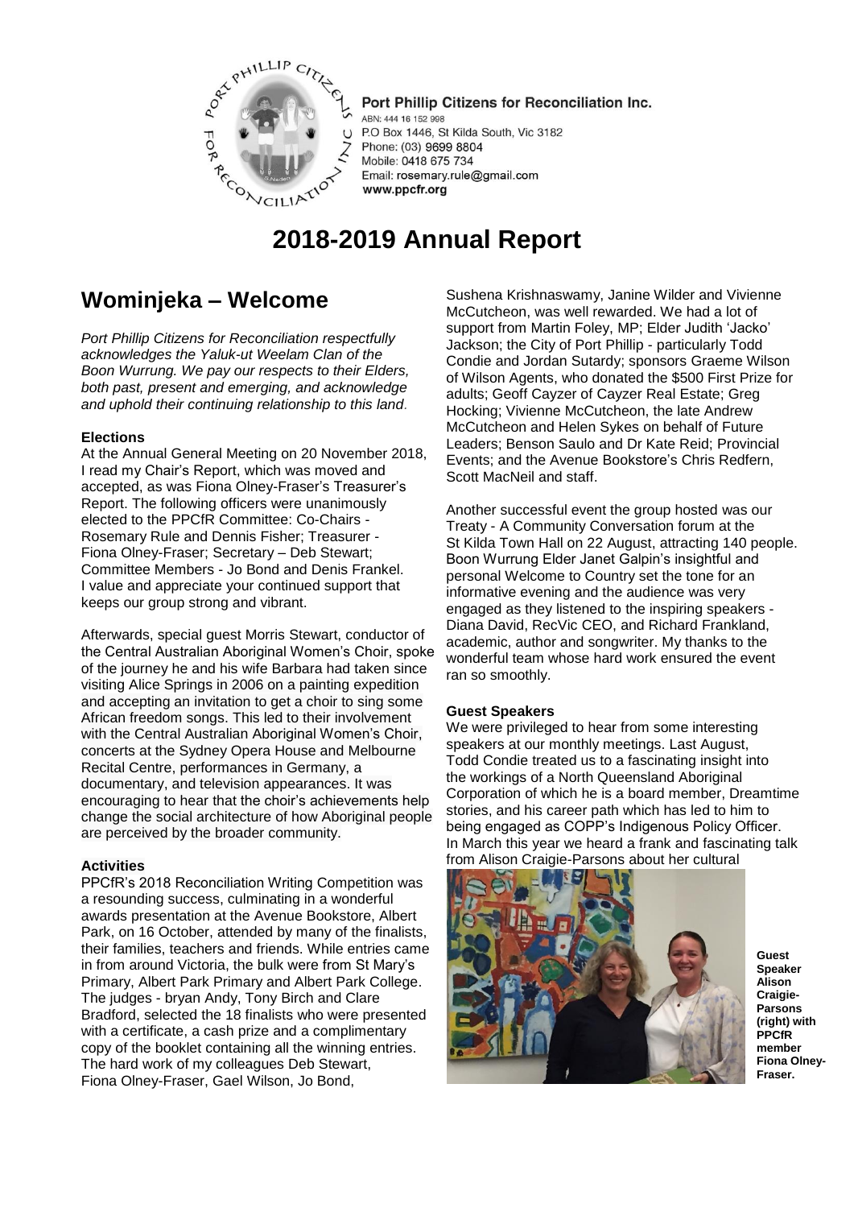Port Phillip Citizens for Reconciliation Inc.
ABN: 444 16 152 998
P.O Box 1446, St Kilda South, Vic 3182
Phone: (03) 9699 8804
Mobile: 0418 675 734
Email: rosemary.rule@gmail.com
www.ppcfr.org

# 2018-2019 Annual Report

## Wominjeka – Welcome

*Port Phillip Citizens for Reconciliation respectfully acknowledges the Yaluk-ut Weelam Clan of the Boon Wurrung. We pay our respects to their Elders, both past, present and emerging, and acknowledge and uphold their continuing relationship to this land.*

**Elections**

At the Annual General Meeting on 20 November 2018, I read my Chair's Report, which was moved and accepted, as was Fiona Olney-Fraser's Treasurer's Report. The following officers were unanimously elected to the PPCfR Committee: Co-Chairs - Rosemary Rule and Dennis Fisher; Treasurer - Fiona Olney-Fraser; Secretary – Deb Stewart; Committee Members - Jo Bond and Denis Frankel. I value and appreciate your continued support that keeps our group strong and vibrant.

Afterwards, special guest Morris Stewart, conductor of the Central Australian Aboriginal Women's Choir, spoke of the journey he and his wife Barbara had taken since visiting Alice Springs in 2006 on a painting expedition and accepting an invitation to get a choir to sing some African freedom songs. This led to their involvement with the Central Australian Aboriginal Women's Choir, concerts at the Sydney Opera House and Melbourne Recital Centre, performances in Germany, a documentary, and television appearances. It was encouraging to hear that the choir's achievements help change the social architecture of how Aboriginal people are perceived by the broader community.

**Activities**

PPCfR's 2018 Reconciliation Writing Competition was a resounding success, culminating in a wonderful awards presentation at the Avenue Bookstore, Albert Park, on 16 October, attended by many of the finalists, their families, teachers and friends. While entries came in from around Victoria, the bulk were from St Mary's Primary, Albert Park Primary and Albert Park College. The judges - bryan Andy, Tony Birch and Clare Bradford, selected the 18 finalists who were presented with a certificate, a cash prize and a complimentary copy of the booklet containing all the winning entries. The hard work of my colleagues Deb Stewart, Fiona Olney-Fraser, Gael Wilson, Jo Bond, Sushena Krishnaswamy, Janine Wilder and Vivienne McCutcheon, was well rewarded. We had a lot of support from Martin Foley, MP; Elder Judith 'Jacko' Jackson; the City of Port Phillip - particularly Todd Condie and Jordan Sutardy; sponsors Graeme Wilson of Wilson Agents, who donated the $500 First Prize for adults; Geoff Cayzer of Cayzer Real Estate; Greg Hocking; Vivienne McCutcheon, the late Andrew McCutcheon and Helen Sykes on behalf of Future Leaders; Benson Saulo and Dr Kate Reid; Provincial Events; and the Avenue Bookstore's Chris Redfern, Scott MacNeil and staff.

Another successful event the group hosted was our Treaty - A Community Conversation forum at the St Kilda Town Hall on 22 August, attracting 140 people. Boon Wurrung Elder Janet Galpin's insightful and personal Welcome to Country set the tone for an informative evening and the audience was very engaged as they listened to the inspiring speakers - Diana David, RecVic CEO, and Richard Frankland, academic, author and songwriter. My thanks to the wonderful team whose hard work ensured the event ran so smoothly.

**Guest Speakers**

We were privileged to hear from some interesting speakers at our monthly meetings. Last August, Todd Condie treated us to a fascinating insight into the workings of a North Queensland Aboriginal Corporation of which he is a board member, Dreamtime stories, and his career path which has led to him to being engaged as COPP's Indigenous Policy Officer. In March this year we heard a frank and fascinating talk from Alison Craigie-Parsons about her cultural

**Guest Speaker Alison Craigie-Parsons (right) with PPCfR member Fiona Olney-Fraser.**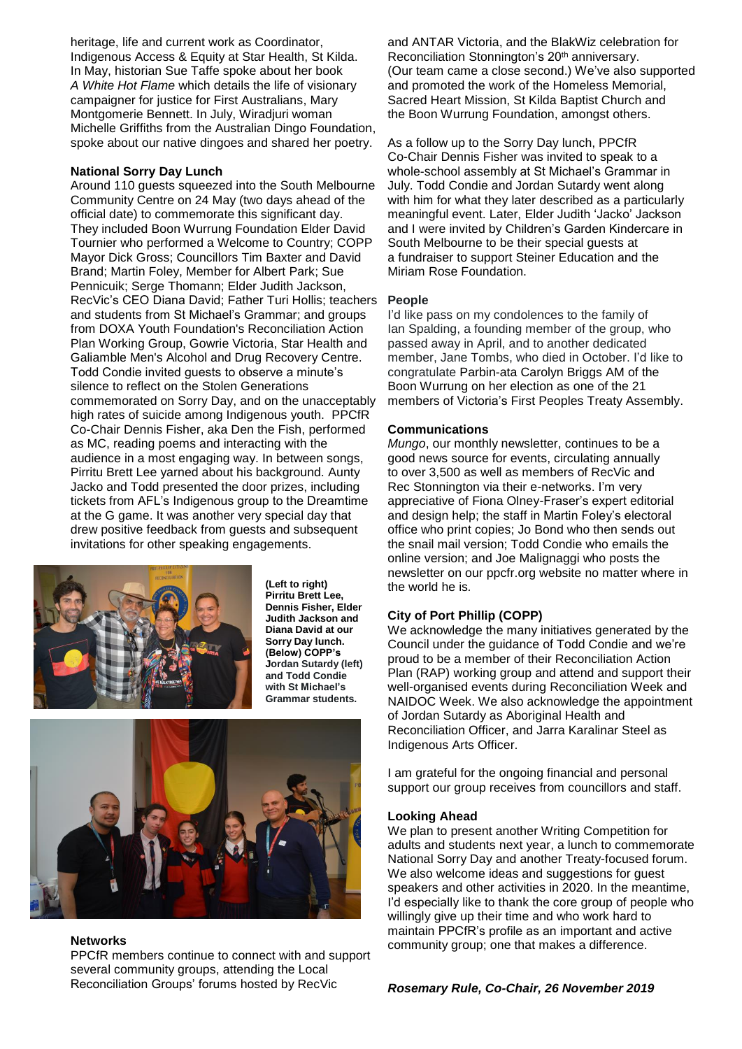heritage, life and current work as Coordinator, Indigenous Access & Equity at Star Health, St Kilda. In May, historian Sue Taffe spoke about her book *A White Hot Flame* which details the life of visionary campaigner for justice for First Australians, Mary Montgomerie Bennett. In July, Wiradjuri woman Michelle Griffiths from the Australian Dingo Foundation, spoke about our native dingoes and shared her poetry.

**National Sorry Day Lunch**

Around 110 guests squeezed into the South Melbourne Community Centre on 24 May (two days ahead of the official date) to commemorate this significant day. They included Boon Wurrung Foundation Elder David Tournier who performed a Welcome to Country; COPP Mayor Dick Gross; Councillors Tim Baxter and David Brand; Martin Foley, Member for Albert Park; Sue Pennicuik; Serge Thomann; Elder Judith Jackson, RecVic's CEO Diana David; Father Turi Hollis; teachers and students from St Michael's Grammar; and groups from DOXA Youth Foundation's Reconciliation Action Plan Working Group, Gowrie Victoria, Star Health and Galiamble Men's Alcohol and Drug Recovery Centre. Todd Condie invited guests to observe a minute's silence to reflect on the Stolen Generations commemorated on Sorry Day, and on the unacceptably high rates of suicide among Indigenous youth. PPCfR Co-Chair Dennis Fisher, aka Den the Fish, performed as MC, reading poems and interacting with the audience in a most engaging way. In between songs, Pirritu Brett Lee yarned about his background. Aunty Jacko and Todd presented the door prizes, including tickets from AFL's Indigenous group to the Dreamtime at the G game. It was another very special day that drew positive feedback from guests and subsequent invitations for other speaking engagements.

**(Left to right) Pirritu Brett Lee, Dennis Fisher, Elder Judith Jackson and Diana David at our Sorry Day lunch. (Below) COPP's Jordan Sutardy (left) and Todd Condie with St Michael's Grammar students.**

**Networks**

PPCfR members continue to connect with and support several community groups, attending the Local Reconciliation Groups' forums hosted by RecVic and ANTAR Victoria, and the BlakWiz celebration for Reconciliation Stonnington's 20th anniversary. (Our team came a close second.) We've also supported and promoted the work of the Homeless Memorial, Sacred Heart Mission, St Kilda Baptist Church and the Boon Wurrung Foundation, amongst others.

As a follow up to the Sorry Day lunch, PPCfR Co-Chair Dennis Fisher was invited to speak to a whole-school assembly at St Michael's Grammar in July. Todd Condie and Jordan Sutardy went along with him for what they later described as a particularly meaningful event. Later, Elder Judith 'Jacko' Jackson and I were invited by Children's Garden Kindercare in South Melbourne to be their special guests at a fundraiser to support Steiner Education and the Miriam Rose Foundation.

**People**

I'd like pass on my condolences to the family of Ian Spalding, a founding member of the group, who passed away in April, and to another dedicated member, Jane Tombs, who died in October. I'd like to congratulate Parbin-ata Carolyn Briggs AM of the Boon Wurrung on her election as one of the 21 members of Victoria's First Peoples Treaty Assembly.

**Communications**

*Mungo*, our monthly newsletter, continues to be a good news source for events, circulating annually to over 3,500 as well as members of RecVic and Rec Stonnington via their e-networks. I'm very appreciative of Fiona Olney-Fraser's expert editorial and design help; the staff in Martin Foley's electoral office who print copies; Jo Bond who then sends out the snail mail version; Todd Condie who emails the online version; and Joe Malignaggi who posts the newsletter on our ppcfr.org website no matter where in the world he is.

**City of Port Phillip (COPP)**

We acknowledge the many initiatives generated by the Council under the guidance of Todd Condie and we're proud to be a member of their Reconciliation Action Plan (RAP) working group and attend and support their well-organised events during Reconciliation Week and NAIDOC Week. We also acknowledge the appointment of Jordan Sutardy as Aboriginal Health and Reconciliation Officer, and Jarra Karalinar Steel as Indigenous Arts Officer.

I am grateful for the ongoing financial and personal support our group receives from councillors and staff.

**Looking Ahead**

We plan to present another Writing Competition for adults and students next year, a lunch to commemorate National Sorry Day and another Treaty-focused forum. We also welcome ideas and suggestions for guest speakers and other activities in 2020. In the meantime, I'd especially like to thank the core group of people who willingly give up their time and who work hard to maintain PPCfR's profile as an important and active community group; one that makes a difference.

***Rosemary Rule, Co-Chair, 26 November 2019***